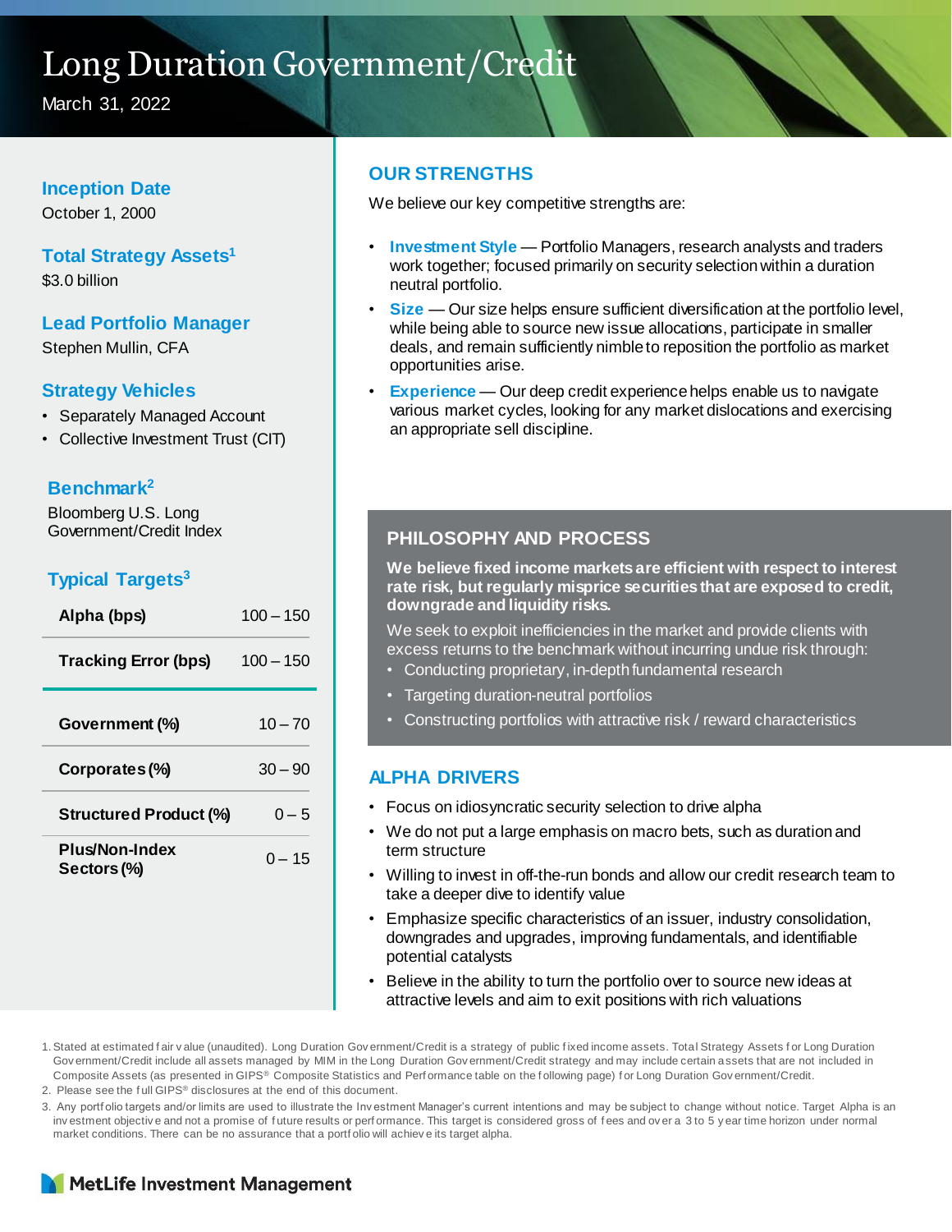# Long Duration Government/Credit

March 31, 2022

### Inception Date

October 1, 2000

### Total Strategy Assets[1]

$3.0 billion

### Lead Portfolio Manager

Stephen Mullin, CFA

### Strategy Vehicles

- Separately Managed Account
- Collective Investment Trust (CIT)

### Benchmark[2]

Bloomberg U.S. Long Government/Credit Index

### Typical Targets[3]

| | |
|---|---|
| **Alpha (bps)** | 100 – 150 |
| **Tracking Error (bps)** | 100 – 150 |
| **Government (%)** | 10 – 70 |
| **Corporates (%)** | 30 – 90 |
| **Structured Product (%)** | 0 – 5 |
| **Plus/Non-Index Sectors (%)** | 0 – 15 |

## OUR STRENGTHS

We believe our key competitive strengths are:

- **Investment Style** — Portfolio Managers, research analysts and traders work together; focused primarily on security selection within a duration neutral portfolio.
- **Size** — Our size helps ensure sufficient diversification at the portfolio level, while being able to source new issue allocations, participate in smaller deals, and remain sufficiently nimble to reposition the portfolio as market opportunities arise.
- **Experience** — Our deep credit experience helps enable us to navigate various market cycles, looking for any market dislocations and exercising an appropriate sell discipline.

## PHILOSOPHY AND PROCESS

**We believe fixed income markets are efficient with respect to interest rate risk, but regularly misprice securities that are exposed to credit, downgrade and liquidity risks.**

We seek to exploit inefficiencies in the market and provide clients with excess returns to the benchmark without incurring undue risk through:

- Conducting proprietary, in-depth fundamental research
- Targeting duration-neutral portfolios
- Constructing portfolios with attractive risk / reward characteristics

## ALPHA DRIVERS

- Focus on idiosyncratic security selection to drive alpha
- We do not put a large emphasis on macro bets, such as duration and term structure
- Willing to invest in off-the-run bonds and allow our credit research team to take a deeper dive to identify value
- Emphasize specific characteristics of an issuer, industry consolidation, downgrades and upgrades, improving fundamentals, and identifiable potential catalysts
- Believe in the ability to turn the portfolio over to source new ideas at attractive levels and aim to exit positions with rich valuations

1. Stated at estimated fair value (unaudited). Long Duration Government/Credit is a strategy of public fixed income assets. Total Strategy Assets for Long Duration Government/Credit include all assets managed by MIM in the Long Duration Government/Credit strategy and may include certain assets that are not included in Composite Assets (as presented in GIPS® Composite Statistics and Performance table on the following page) for Long Duration Government/Credit.
2. Please see the full GIPS® disclosures at the end of this document.
3. Any portfolio targets and/or limits are used to illustrate the Investment Manager's current intentions and may be subject to change without notice. Target Alpha is an investment objective and not a promise of future results or performance. This target is considered gross of fees and over a 3 to 5 year time horizon under normal market conditions. There can be no assurance that a portfolio will achieve its target alpha.

MetLife Investment Management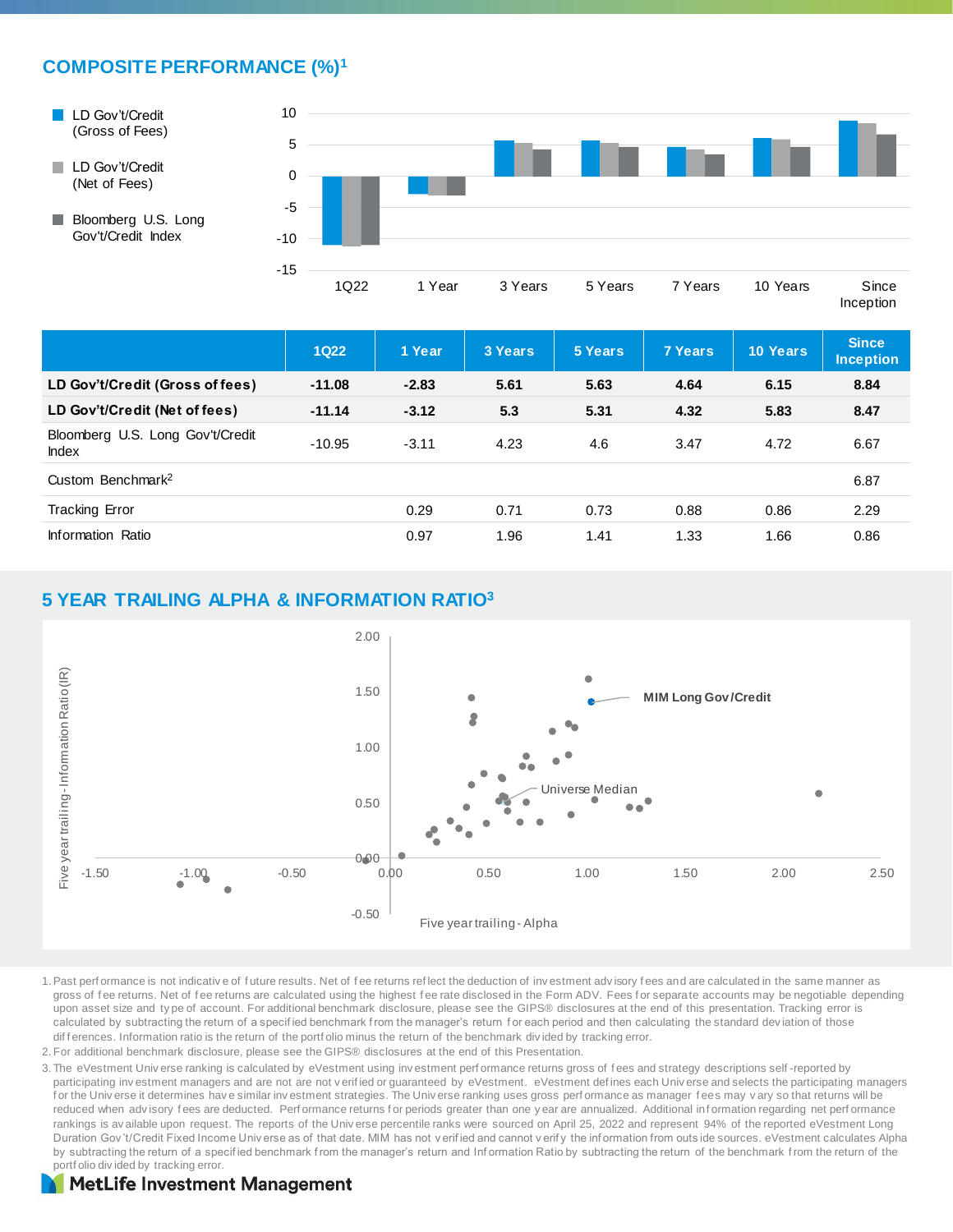## COMPOSITE PERFORMANCE (%)[1]

| | 1Q22 | 1 Year | 3 Years | 5 Years | 7 Years | 10 Years | Since Inception |
|---|---|---|---|---|---|---|---|
| **LD Gov't/Credit (Gross of fees)** | **-11.08** | **-2.83** | **5.61** | **5.63** | **4.64** | **6.15** | **8.84** |
| **LD Gov't/Credit (Net of fees)** | **-11.14** | **-3.12** | **5.3** | **5.31** | **4.32** | **5.83** | **8.47** |
| Bloomberg U.S. Long Gov't/Credit Index | -10.95 | -3.11 | 4.23 | 4.6 | 3.47 | 4.72 | 6.67 |
| Custom Benchmark[2] | | | | | | | 6.87 |
| Tracking Error | | 0.29 | 0.71 | 0.73 | 0.88 | 0.86 | 2.29 |
| Information Ratio | | 0.97 | 1.96 | 1.41 | 1.33 | 1.66 | 0.86 |

## 5 YEAR TRAILING ALPHA & INFORMATION RATIO[3]

1. Past performance is not indicative of future results. Net of fee returns reflect the deduction of investment advisory fees and are calculated in the same manner as gross of fee returns. Net of fee returns are calculated using the highest fee rate disclosed in the Form ADV. Fees for separate accounts may be negotiable depending upon asset size and type of account. For additional benchmark disclosure, please see the GIPS® disclosures at the end of this presentation. Tracking error is calculated by subtracting the return of a specified benchmark from the manager's return for each period and then calculating the standard deviation of those differences. Information ratio is the return of the portfolio minus the return of the benchmark divided by tracking error.
2. For additional benchmark disclosure, please see the GIPS® disclosures at the end of this Presentation.
3. The eVestment Universe ranking is calculated by eVestment using investment performance returns gross of fees and strategy descriptions self-reported by participating investment managers and are not verified or guaranteed by eVestment. eVestment defines each Universe and selects the participating managers for the Universe it determines have similar investment strategies. The Universe ranking uses gross performance as manager fees may vary so that returns will be reduced when advisory fees are deducted. Performance returns for periods greater than one year are annualized. Additional information regarding net performance rankings is available upon request. The reports of the Universe percentile ranks were sourced on April 25, 2022 and represent 94% of the reported eVestment Long Duration Gov't/Credit Fixed Income Universe as of that date. MIM has not verified and cannot verify the information from outside sources. eVestment calculates Alpha by subtracting the return of a specified benchmark from the manager's return and Information Ratio by subtracting the return of the benchmark from the return of the portfolio divided by tracking error.

MetLife Investment Management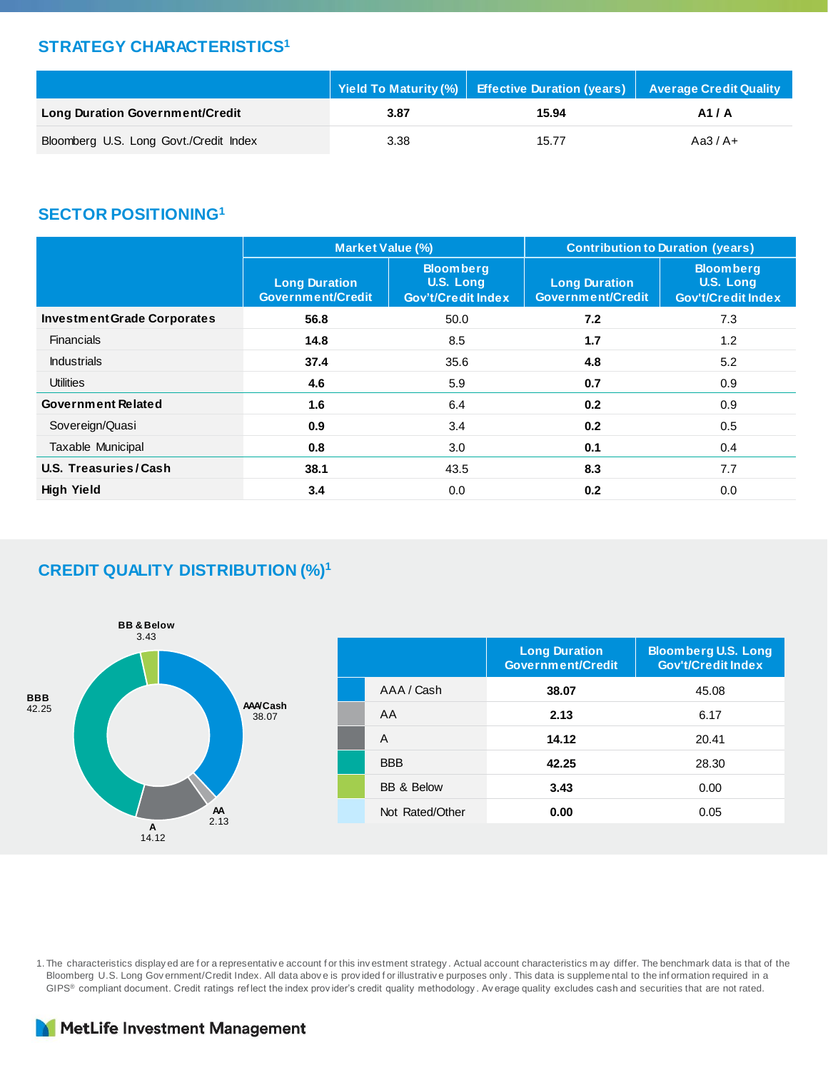## STRATEGY CHARACTERISTICS[1]

| | Yield To Maturity (%) | Effective Duration (years) | Average Credit Quality |
|---|---|---|---|
| **Long Duration Government/Credit** | **3.87** | **15.94** | **A1 / A** |
| Bloomberg U.S. Long Govt./Credit Index | 3.38 | 15.77 | Aa3 / A+ |

## SECTOR POSITIONING[1]

| | Market Value (%) | | Contribution to Duration (years) | |
|---|---|---|---|---|
| | Long Duration Government/Credit | Bloomberg U.S. Long Gov't/Credit Index | Long Duration Government/Credit | Bloomberg U.S. Long Gov't/Credit Index |
| **Investment Grade Corporates** | **56.8** | 50.0 | **7.2** | 7.3 |
| Financials | **14.8** | 8.5 | **1.7** | 1.2 |
| Industrials | **37.4** | 35.6 | **4.8** | 5.2 |
| Utilities | **4.6** | 5.9 | **0.7** | 0.9 |
| **Government Related** | **1.6** | 6.4 | **0.2** | 0.9 |
| Sovereign/Quasi | **0.9** | 3.4 | **0.2** | 0.5 |
| Taxable Municipal | **0.8** | 3.0 | **0.1** | 0.4 |
| **U.S. Treasuries / Cash** | **38.1** | 43.5 | **8.3** | 7.7 |
| **High Yield** | **3.4** | 0.0 | **0.2** | 0.0 |

## CREDIT QUALITY DISTRIBUTION (%)[1]

| | Long Duration Government/Credit | Bloomberg U.S. Long Gov't/Credit Index |
|---|---|---|
| AAA / Cash | **38.07** | 45.08 |
| AA | **2.13** | 6.17 |
| A | **14.12** | 20.41 |
| BBB | **42.25** | 28.30 |
| BB & Below | **3.43** | 0.00 |
| Not Rated/Other | **0.00** | 0.05 |

1. The characteristics displayed are for a representative account for this investment strategy. Actual account characteristics may differ. The benchmark data is that of the Bloomberg U.S. Long Government/Credit Index. All data above is provided for illustrative purposes only. This data is supplemental to the information required in a GIPS® compliant document. Credit ratings reflect the index provider's credit quality methodology. Average quality excludes cash and securities that are not rated.

MetLife Investment Management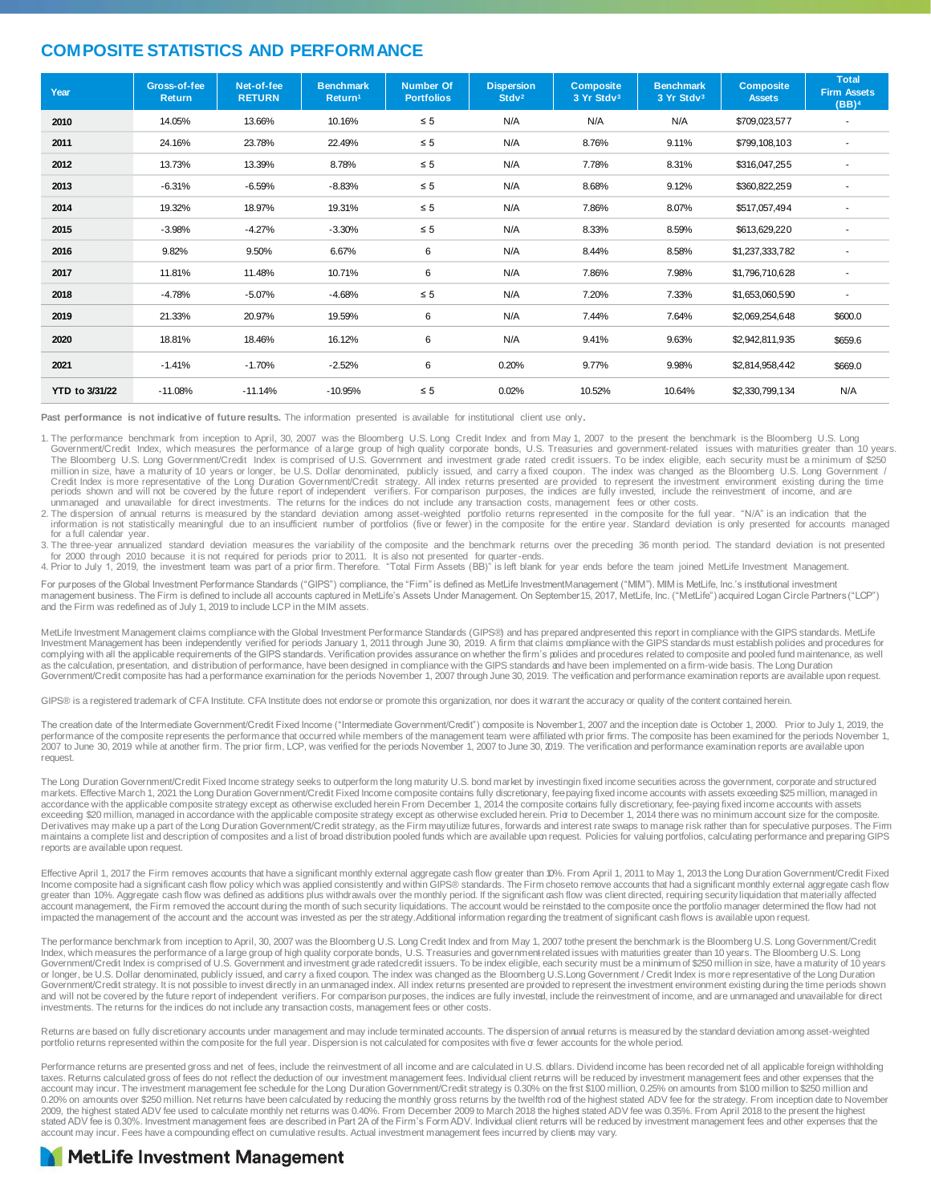## COMPOSITE STATISTICS AND PERFORMANCE

| Year | Gross-of-fee Return | Net-of-fee RETURN | Benchmark Return[1] | Number Of Portfolios | Dispersion Stdv[2] | Composite 3 Yr Stdv[3] | Benchmark 3 Yr Stdv[3] | Composite Assets | Total Firm Assets (BB)[4] |
|---|---|---|---|---|---|---|---|---|---|
| **2010** | 14.05% | 13.66% | 10.16% | ≤ 5 | N/A | N/A | N/A | $709,023,577 | - |
| **2011** | 24.16% | 23.78% | 22.49% | ≤ 5 | N/A | 8.76% | 9.11% | $799,108,103 | - |
| **2012** | 13.73% | 13.39% | 8.78% | ≤ 5 | N/A | 7.78% | 8.31% | $316,047,255 | - |
| **2013** | -6.31% | -6.59% | -8.83% | ≤ 5 | N/A | 8.68% | 9.12% | $360,822,259 | - |
| **2014** | 19.32% | 18.97% | 19.31% | ≤ 5 | N/A | 7.86% | 8.07% | $517,057,494 | - |
| **2015** | -3.98% | -4.27% | -3.30% | ≤ 5 | N/A | 8.33% | 8.59% | $613,629,220 | - |
| **2016** | 9.82% | 9.50% | 6.67% | 6 | N/A | 8.44% | 8.58% | $1,237,333,782 | - |
| **2017** | 11.81% | 11.48% | 10.71% | 6 | N/A | 7.86% | 7.98% | $1,796,710,628 | - |
| **2018** | -4.78% | -5.07% | -4.68% | ≤ 5 | N/A | 7.20% | 7.33% | $1,653,060,590 | - |
| **2019** | 21.33% | 20.97% | 19.59% | 6 | N/A | 7.44% | 7.64% | $2,069,254,648 | $600.0 |
| **2020** | 18.81% | 18.46% | 16.12% | 6 | N/A | 9.41% | 9.63% | $2,942,811,935 | $659.6 |
| **2021** | -1.41% | -1.70% | -2.52% | 6 | 0.20% | 9.77% | 9.98% | $2,814,958,442 | $669.0 |
| **YTD to 3/31/22** | -11.08% | -11.14% | -10.95% | ≤ 5 | 0.02% | 10.52% | 10.64% | $2,330,799,134 | N/A |

**Past performance is not indicative of future results.** The information presented is available for institutional client use only.

1. The performance benchmark from inception to April, 30, 2007 was the Bloomberg U.S. Long Credit Index and from May 1, 2007 to the present the benchmark is the Bloomberg U.S. Long Government/Credit Index, which measures the performance of a large group of high quality corporate bonds, U.S. Treasuries and government-related issues with maturities greater than 10 years. The Bloomberg U.S. Long Government/Credit Index is comprised of U.S. Government and investment grade rated credit issuers. To be index eligible, each security must be a minimum of $250 million in size, have a maturity of 10 years or longer, be U.S. Dollar denominated, publicly issued, and carry a fixed coupon. The index was changed as the Bloomberg U.S. Long Government / Credit Index is more representative of the Long Duration Government/Credit strategy. All index returns presented are provided to represent the investment environment existing during the time periods shown and will not be covered by the future report of independent verifiers. For comparison purposes, the indices are fully invested, include the reinvestment of income, and are unmanaged and unavailable for direct investments. The returns for the indices do not include any transaction costs, management fees or other costs.
2. The dispersion of annual returns is measured by the standard deviation among asset-weighted portfolio returns represented in the composite for the full year. "N/A" is an indication that the information is not statistically meaningful due to an insufficient number of portfolios (five or fewer) in the composite for the entire year. Standard deviation is only presented for accounts managed for a full calendar year.
3. The three-year annualized standard deviation measures the variability of the composite and the benchmark returns over the preceding 36 month period. The standard deviation is not presented for 2000 through 2010 because it is not required for periods prior to 2011. It is also not presented for quarter-ends.
4. Prior to July 1, 2019, the investment team was part of a prior firm. Therefore. "Total Firm Assets (BB)" is left blank for year ends before the team joined MetLife Investment Management.

For purposes of the Global Investment Performance Standards ("GIPS") compliance, the "Firm" is defined as MetLife InvestmentManagement ("MIM"). MIM is MetLife, Inc.'s institutional investment management business. The Firm is defined to include all accounts captured in MetLife's Assets Under Management. On September 15, 2017, MetLife, Inc. ("MetLife") acquired Logan Circle Partners ("LCP") and the Firm was redefined as of July 1, 2019 to include LCP in the MIM assets.

MetLife Investment Management claims compliance with the Global Investment Performance Standards (GIPS®) and has prepared and presented this report in compliance with the GIPS standards. MetLife Investment Management has been independently verified for periods January 1, 2011 through June 30, 2019. A firm that claims compliance with the GIPS standards must establish policies and procedures for complying with all the applicable requirements of the GIPS standards. Verification provides assurance on whether the firm's policies and procedures related to composite and pooled fund maintenance, as well as the calculation, presentation, and distribution of performance, have been designed in compliance with the GIPS standards and have been implemented on a firm-wide basis. The Long Duration Government/Credit composite has had a performance examination for the periods November 1, 2007 through June 30, 2019. The verification and performance examination reports are available upon request.

GIPS® is a registered trademark of CFA Institute. CFA Institute does not endorse or promote this organization, nor does it warrant the accuracy or quality of the content contained herein.

The creation date of the Intermediate Government/Credit Fixed Income ("Intermediate Government/Credit") composite is November 1, 2007 and the inception date is October 1, 2000. Prior to July 1, 2019, the performance of the composite represents the performance that occurred while members of the management team were affiliated with prior firms. The composite has been examined for the periods November 1, 2007 to June 30, 2019 while at another firm. The prior firm, LCP, was verified for the periods November 1, 2007 to June 30, 2019. The verification and performance examination reports are available upon request.

The Long Duration Government/Credit Fixed Income strategy seeks to outperform the long maturity U.S. bond market by investingin fixed income securities across the government, corporate and structured markets. Effective March 1, 2021 the Long Duration Government/Credit Fixed Income composite contains fully discretionary, fee paying fixed income accounts with assets exceeding $25 million, managed in accordance with the applicable composite strategy except as otherwise excluded herein From December 1, 2014 the composite contains fully discretionary, fee-paying fixed income accounts with assets exceeding $20 million, managed in accordance with the applicable composite strategy except as otherwise excluded herein. Prior to December 1, 2014 there was no minimum account size for the composite. Derivatives may make up a part of the Long Duration Government/Credit strategy, as the Firm may utilize futures, forwards and interest rate swaps to manage risk rather than for speculative purposes. The Firm maintains a complete list and description of composites and a list of broad distribution pooled funds which are available upon request. Policies for valuing portfolios, calculating performance and preparing GIPS reports are available upon request.

Effective April 1, 2017 the Firm removes accounts that have a significant monthly external aggregate cash flow greater than 10%. From April 1, 2011 to May 1, 2013 the Long Duration Government/Credit Fixed Income composite had a significant cash flow policy which was applied consistently and within GIPS® standards. The Firm chose to remove accounts that had a significant monthly external aggregate cash flow greater than 10%. Aggregate cash flow was defined as additions plus withdrawals over the monthly period. If the significant cash flow was client directed, requiring security liquidation that materially affected account management, the Firm removed the account during the month of such security liquidations. The account would be reinstated to the composite once the portfolio manager determined the flow had not impacted the management of the account and the account was invested as per the strategy. Additional information regarding the treatment of significant cash flows is available upon request.

The performance benchmark from inception to April, 30, 2007 was the Bloomberg U.S. Long Credit Index and from May 1, 2007 to the present the benchmark is the Bloomberg U.S. Long Government/Credit Index, which measures the performance of a large group of high quality corporate bonds, U.S. Treasuries and government related issues with maturities greater than 10 years. The Bloomberg U.S. Long Government/Credit Index is comprised of U.S. Government and investment grade rated credit issuers. To be index eligible, each security must be a minimum of $250 million in size, have a maturity of 10 years or longer, be U.S. Dollar denominated, publicly issued, and carry a fixed coupon. The index was changed as the Bloomberg U.S. Long Government / Credit Index is more representative of the Long Duration Government/Credit strategy. It is not possible to invest directly in an unmanaged index. All index returns presented are provided to represent the investment environment existing during the time periods shown and will not be covered by the future report of independent verifiers. For comparison purposes, the indices are fully invested, include the reinvestment of income, and are unmanaged and unavailable for direct investments. The returns for the indices do not include any transaction costs, management fees or other costs.

Returns are based on fully discretionary accounts under management and may include terminated accounts. The dispersion of annual returns is measured by the standard deviation among asset-weighted portfolio returns represented within the composite for the full year. Dispersion is not calculated for composites with five or fewer accounts for the whole period.

Performance returns are presented gross and net of fees, include the reinvestment of all income and are calculated in U.S. dollars. Dividend income has been recorded net of all applicable foreign withholding taxes. Returns calculated gross of fees do not reflect the deduction of our investment management fees. Individual client returns will be reduced by investment management fees and other expenses that the account may incur. The investment management fee schedule for the Long Duration Government/Credit strategy is 0.30% on the first $100 million, 0.25% on amounts from $100 million to $250 million and 0.20% on amounts over $250 million. Net returns have been calculated by reducing the monthly gross returns by the twelfth root of the highest stated ADV fee for the strategy. From inception date to November 2009, the highest stated ADV fee used to calculate monthly net returns was 0.40%. From December 2009 to March 2018 the highest stated ADV fee was 0.35%. From April 2018 to the present the highest stated ADV fee is 0.30%. Investment management fees are described in Part 2A of the Firm's Form ADV. Individual client returns will be reduced by investment management fees and other expenses that the account may incur. Fees have a compounding effect on cumulative results. Actual investment management fees incurred by clients may vary.

MetLife Investment Management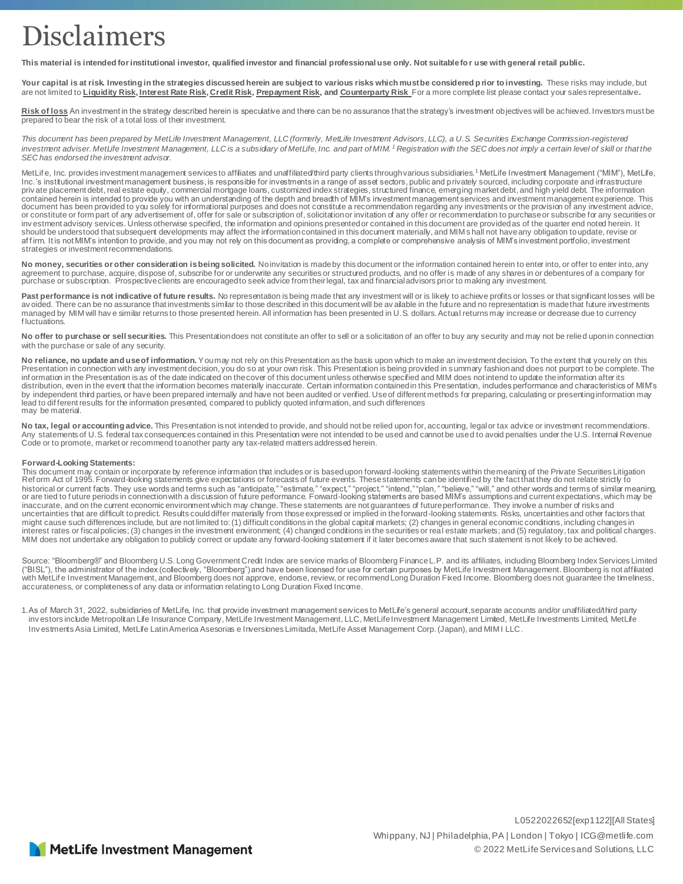# Disclaimers

**This material is intended for institutional investor, qualified investor and financial professional use only. Not suitable for use with general retail public.**

**Your capital is at risk. Investing in the strategies discussed herein are subject to various risks which must be considered prior to investing.** These risks may include, but are not limited to **Liquidity Risk, Interest Rate Risk, Credit Risk, Prepayment Risk,** and **Counterparty Risk**. For a more complete list please contact your sales representative.

**Risk of loss** An investment in the strategy described herein is speculative and there can be no assurance that the strategy's investment objectives will be achieved. Investors must be prepared to bear the risk of a total loss of their investment.

*This document has been prepared by MetLife Investment Management, LLC (formerly, MetLife Investment Advisors, LLC), a U.S. Securities Exchange Commission-registered investment adviser. MetLife Investment Management, LLC is a subsidiary of MetLife, Inc. and part of MIM.[1] Registration with the SEC does not imply a certain level of skill or that the SEC has endorsed the investment advisor.*

MetLife, Inc. provides investment management services to affiliates and unaffiliated/third party clients through various subsidiaries.[1] MetLife Investment Management ("MIM"), MetLife, Inc.'s institutional investment management business, is responsible for investments in a range of asset sectors, public and privately sourced, including corporate and infrastructure private placement debt, real estate equity, commercial mortgage loans, customized index strategies, structured finance, emerging market debt, and high yield debt. The information contained herein is intended to provide you with an understanding of the depth and breadth of MIM's investment management services and investment management experience. This document has been provided to you solely for informational purposes and does not constitute a recommendation regarding any investments or the provision of any investment advice, or constitute or form part of any advertisement of, offer for sale or subscription of, solicitation or invitation of any offer or recommendation to purchase or subscribe for any securities or investment advisory services. Unless otherwise specified, the information and opinions presented or contained in this document are provided as of the quarter end noted herein. It should be understood that subsequent developments may affect the information contained in this document materially, and MIM shall not have any obligation to update, revise or affirm. It is not MIM's intention to provide, and you may not rely on this document as providing, a complete or comprehensive analysis of MIM's investment portfolio, investment strategies or investment recommendations.

**No money, securities or other consideration is being solicited.** No invitation is made by this document or the information contained herein to enter into, or offer to enter into, any agreement to purchase, acquire, dispose of, subscribe for or underwrite any securities or structured products, and no offer is made of any shares in or debentures of a company for purchase or subscription. Prospective clients are encouraged to seek advice from their legal, tax and financial advisors prior to making any investment.

**Past performance is not indicative of future results.** No representation is being made that any investment will or is likely to achieve profits or losses or that significant losses will be avoided. There can be no assurance that investments similar to those described in this document will be available in the future and no representation is made that future investments managed by MIM will have similar returns to those presented herein. All information has been presented in U.S. dollars. Actual returns may increase or decrease due to currency fluctuations.

**No offer to purchase or sell securities.** This Presentation does not constitute an offer to sell or a solicitation of an offer to buy any security and may not be relied upon in connection with the purchase or sale of any security.

**No reliance, no update and use of information.** You may not rely on this Presentation as the basis upon which to make an investment decision. To the extent that you rely on this Presentation in connection with any investment decision, you do so at your own risk. This Presentation is being provided in summary fashion and does not purport to be complete. The information in the Presentation is as of the date indicated on the cover of this document unless otherwise specified and MIM does not intend to update the information after its distribution, even in the event that the information becomes materially inaccurate. Certain information contained in this Presentation, includes performance and characteristics of MIM's by independent third parties, or have been prepared internally and have not been audited or verified. Use of different methods for preparing, calculating or presenting information may lead to different results for the information presented, compared to publicly quoted information, and such differences may be material.

**No tax, legal or accounting advice.** This Presentation is not intended to provide, and should not be relied upon for, accounting, legal or tax advice or investment recommendations. Any statements of U.S. federal tax consequences contained in this Presentation were not intended to be used and cannot be used to avoid penalties under the U.S. Internal Revenue Code or to promote, market or recommend to another party any tax-related matters addressed herein.

**Forward-Looking Statements:**
This document may contain or incorporate by reference information that includes or is based upon forward-looking statements within the meaning of the Private Securities Litigation Reform Act of 1995. Forward-looking statements give expectations or forecasts of future events. These statements can be identified by the fact that they do not relate strictly to historical or current facts. They use words and terms such as "anticipate," "estimate," "expect," "project," "intend," "plan," "believe," "will," and other words and terms of similar meaning, or are tied to future periods in connection with a discussion of future performance. Forward-looking statements are based MIM's assumptions and current expectations, which may be inaccurate, and on the current economic environment which may change. These statements are not guarantees of future performance. They involve a number of risks and uncertainties that are difficult to predict. Results could differ materially from those expressed or implied in the forward-looking statements. Risks, uncertainties and other factors that might cause such differences include, but are not limited to: (1) difficult conditions in the global capital markets; (2) changes in general economic conditions, including changes in interest rates or fiscal policies; (3) changes in the investment environment; (4) changed conditions in the securities or real estate markets; and (5) regulatory, tax and political changes. MIM does not undertake any obligation to publicly correct or update any forward-looking statement if it later becomes aware that such statement is not likely to be achieved.

Source: "Bloomberg®" and Bloomberg U.S. Long Government Credit Index are service marks of Bloomberg Finance L.P. and its affiliates, including Bloomberg Index Services Limited ("BISL"), the administrator of the index (collectively, "Bloomberg") and have been licensed for use for certain purposes by MetLife Investment Management. Bloomberg is not affiliated with MetLife Investment Management, and Bloomberg does not approve, endorse, review, or recommend Long Duration Fixed Income. Bloomberg does not guarantee the timeliness, accurateness, or completeness of any data or information relating to Long Duration Fixed Income.

1. As of March 31, 2022, subsidiaries of MetLife, Inc. that provide investment management services to MetLife's general account, separate accounts and/or unaffiliated/third party investors include Metropolitan Life Insurance Company, MetLife Investment Management, LLC, MetLife Investment Management Limited, MetLife Investments Limited, MetLife Investments Asia Limited, MetLife Latin America Asesorias e Inversiones Limitada, MetLife Asset Management Corp. (Japan), and MIM I LLC.

L0522022652[exp1122][All States]

Whippany, NJ | Philadelphia, PA | London | Tokyo | ICG@metlife.com

MetLife Investment Management

© 2022 MetLife Services and Solutions, LLC